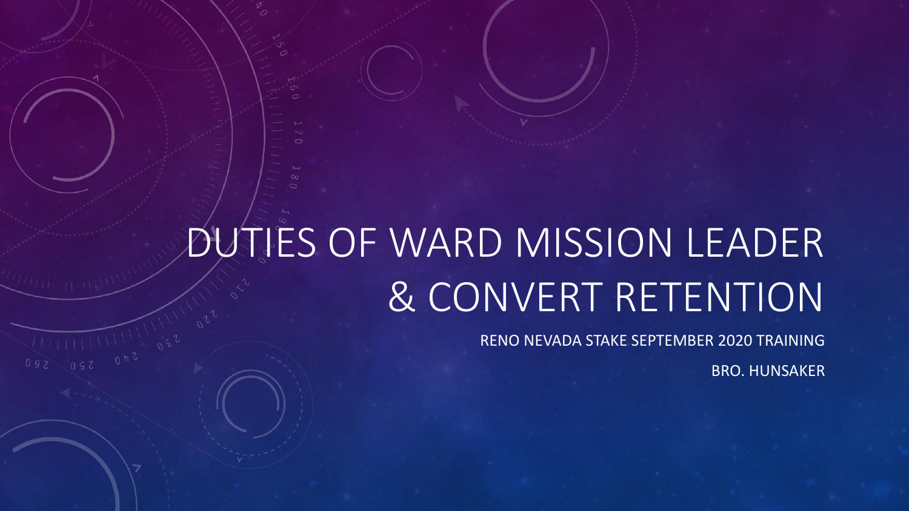# DUTIES OF WARD MISSION LEADER & CONVERT RETENTION

RENO NEVADA STAKE SEPTEMBER 2020 TRAINING

BRO. HUNSAKER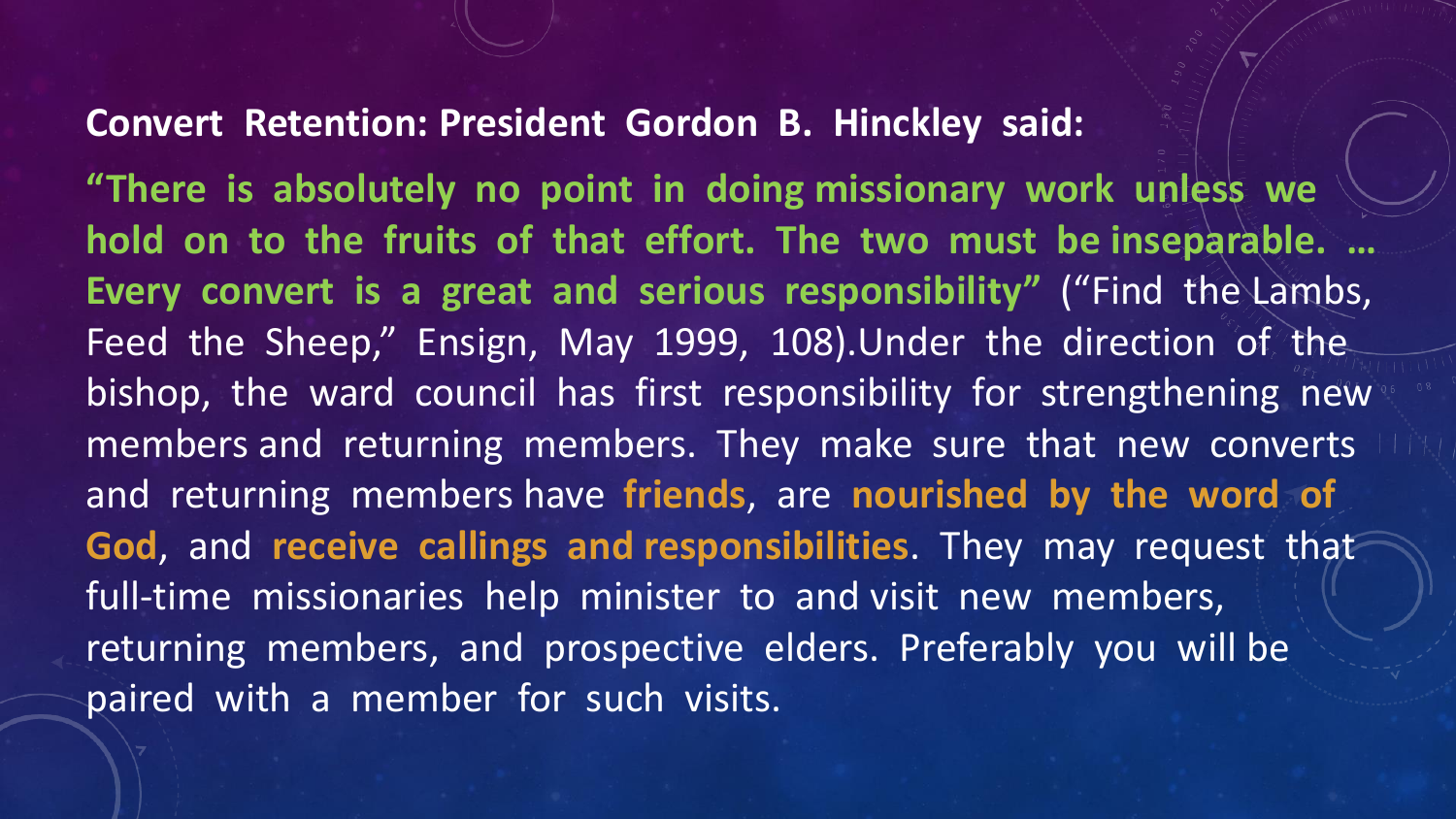**Convert Retention: President Gordon B. Hinckley said:**

**"There is absolutely no point in doing missionary work unless we hold on to the fruits of that effort. The two must be inseparable. … Every convert is a great and serious responsibility"** ("Find the Lambs, Feed the Sheep," Ensign, May 1999, 108).Under the direction of the bishop, the ward council has first responsibility for strengthening new members and returning members. They make sure that new converts and returning members have **friends**, are **nourished by the word of God**, and **receive callings and responsibilities**. They may request that full-time missionaries help minister to and visit new members, returning members, and prospective elders. Preferably you will be paired with a member for such visits.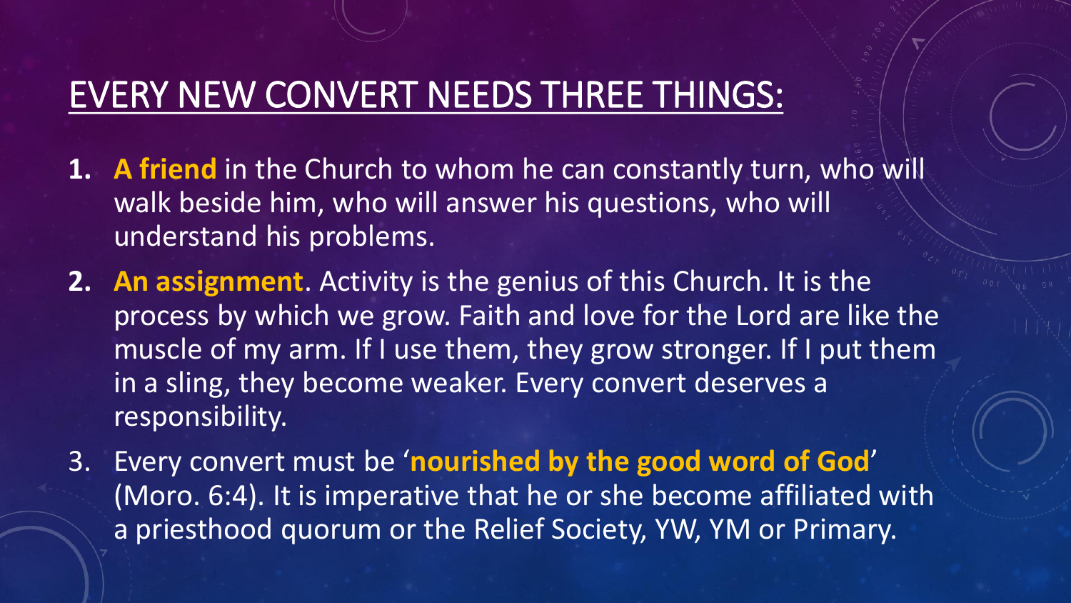# EVERY NEW CONVERT NEEDS THREE THINGS:

1. **A friend** in the Church to whom he can constantly turn, who will walk beside him, who will answer his questions, who will understand his problems.
2. **An assignment**. Activity is the genius of this Church. It is the process by which we grow. Faith and love for the Lord are like the muscle of my arm. If I use them, they grow stronger. If I put them in a sling, they become weaker. Every convert deserves a responsibility.
3. Every convert must be '**nourished by the good word of God**' (Moro. 6:4). It is imperative that he or she become affiliated with a priesthood quorum or the Relief Society, YW, YM or Primary.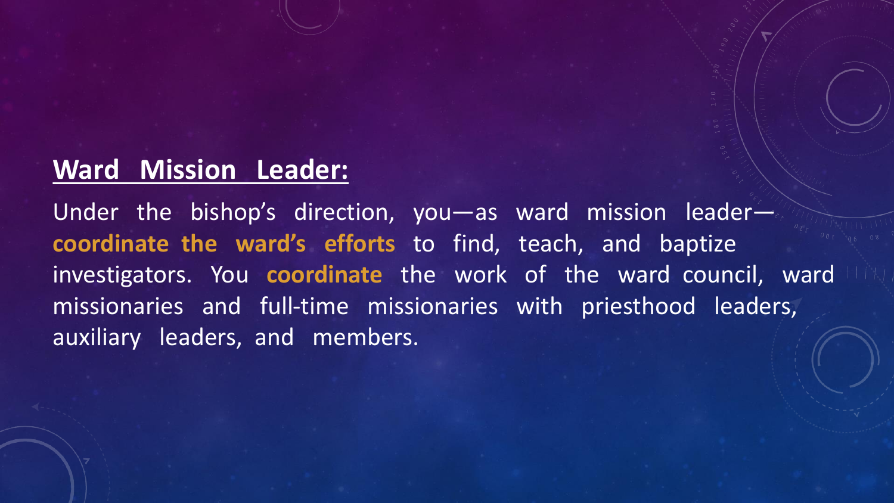**Ward Mission Leader:**

Under the bishop's direction, you—as ward mission leader—**coordinate the ward's efforts** to find, teach, and baptize investigators. You **coordinate** the work of the ward council, ward missionaries and full-time missionaries with priesthood leaders, auxiliary leaders, and members.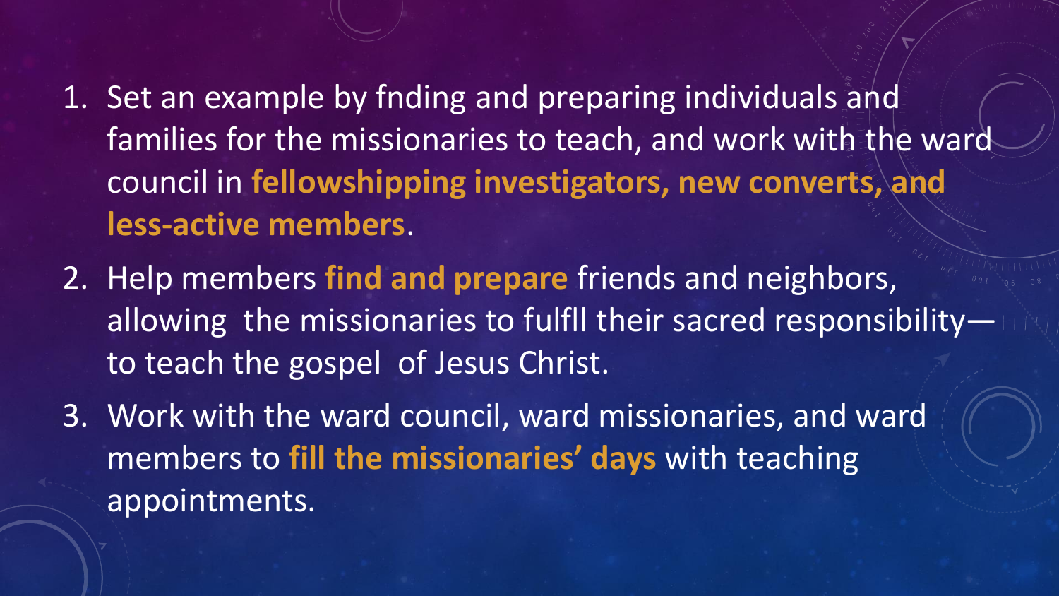1. Set an example by fnding and preparing individuals and families for the missionaries to teach, and work with the ward council in **fellowshipping investigators, new converts, and less-active members**.
2. Help members **find and prepare** friends and neighbors, allowing the missionaries to fulfll their sacred responsibility—to teach the gospel of Jesus Christ.
3. Work with the ward council, ward missionaries, and ward members to **fill the missionaries' days** with teaching appointments.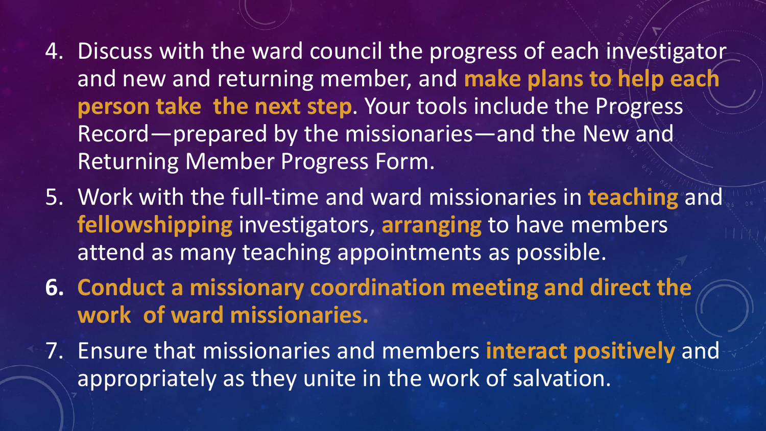4. Discuss with the ward council the progress of each investigator and new and returning member, and **make plans to help each person take the next step**. Your tools include the Progress Record—prepared by the missionaries—and the New and Returning Member Progress Form.
5. Work with the full-time and ward missionaries in **teaching** and **fellowshipping** investigators, **arranging** to have members attend as many teaching appointments as possible.
6. **Conduct a missionary coordination meeting and direct the work of ward missionaries.**
7. Ensure that missionaries and members **interact positively** and appropriately as they unite in the work of salvation.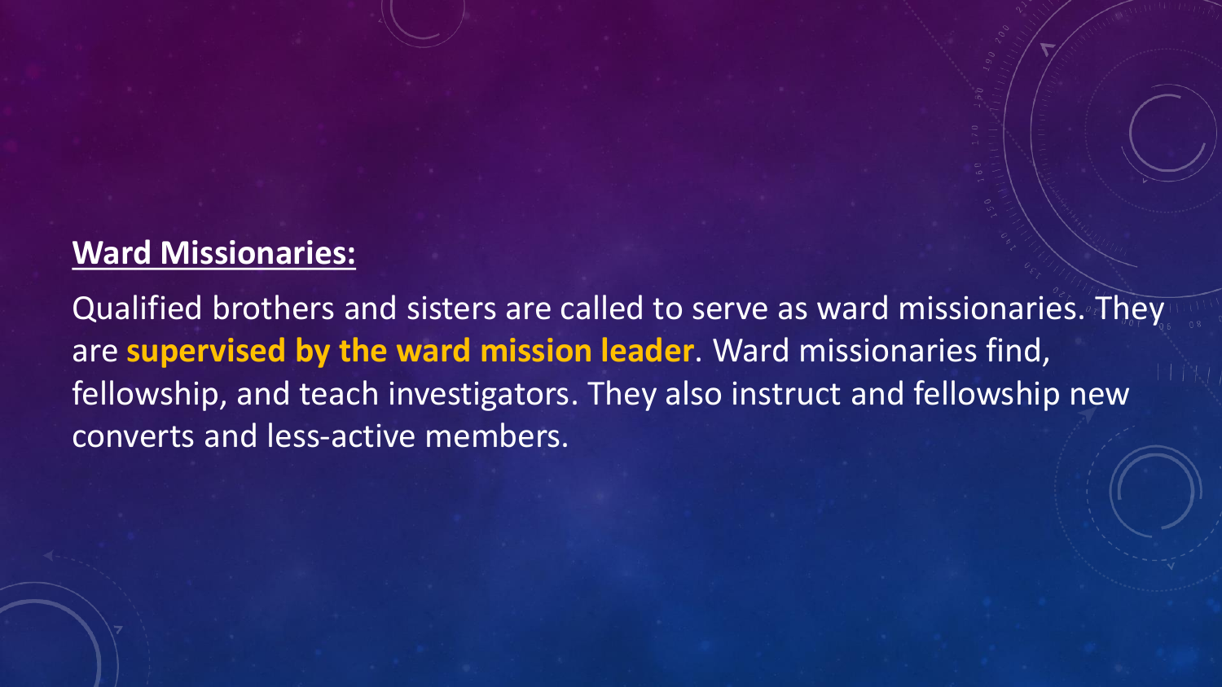**Ward Missionaries:**

Qualified brothers and sisters are called to serve as ward missionaries. They are **supervised by the ward mission leader**. Ward missionaries find, fellowship, and teach investigators. They also instruct and fellowship new converts and less-active members.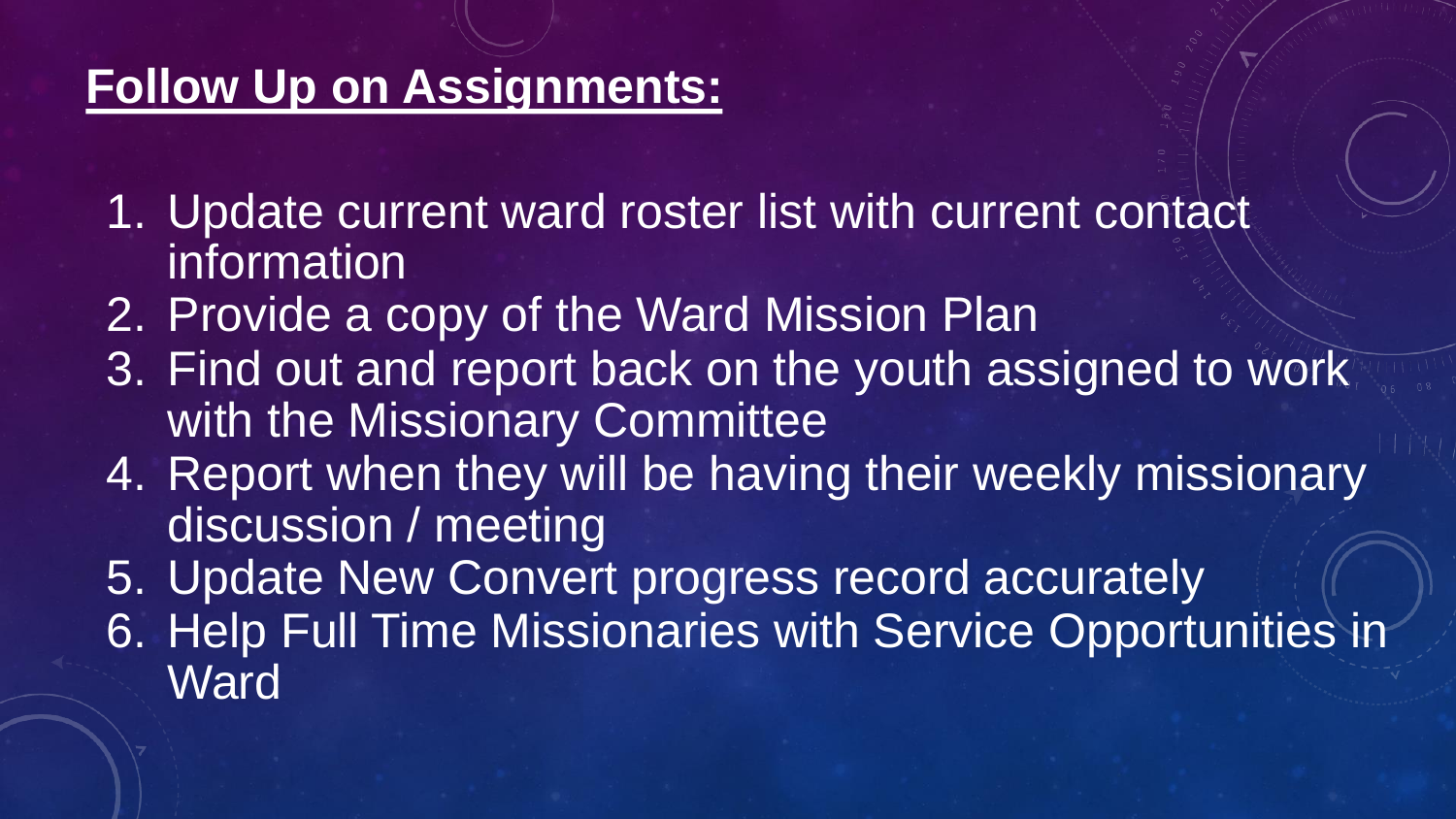## **Follow Up on Assignments:**

1. Update current ward roster list with current contact information
2. Provide a copy of the Ward Mission Plan
3. Find out and report back on the youth assigned to work with the Missionary Committee
4. Report when they will be having their weekly missionary discussion / meeting
5. Update New Convert progress record accurately
6. Help Full Time Missionaries with Service Opportunities in Ward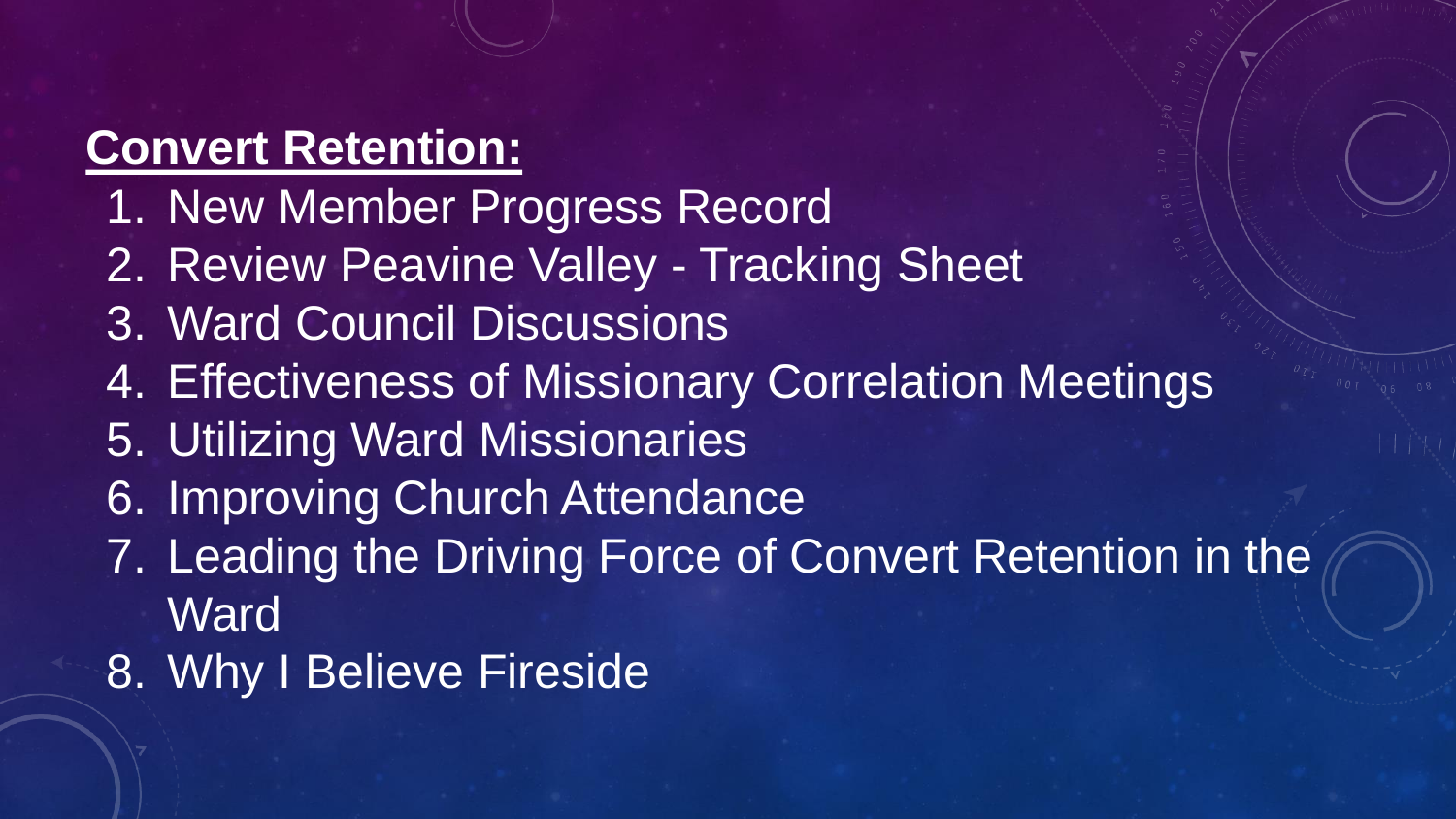**Convert Retention:**

1. New Member Progress Record
2. Review Peavine Valley - Tracking Sheet
3. Ward Council Discussions
4. Effectiveness of Missionary Correlation Meetings
5. Utilizing Ward Missionaries
6. Improving Church Attendance
7. Leading the Driving Force of Convert Retention in the Ward
8. Why I Believe Fireside